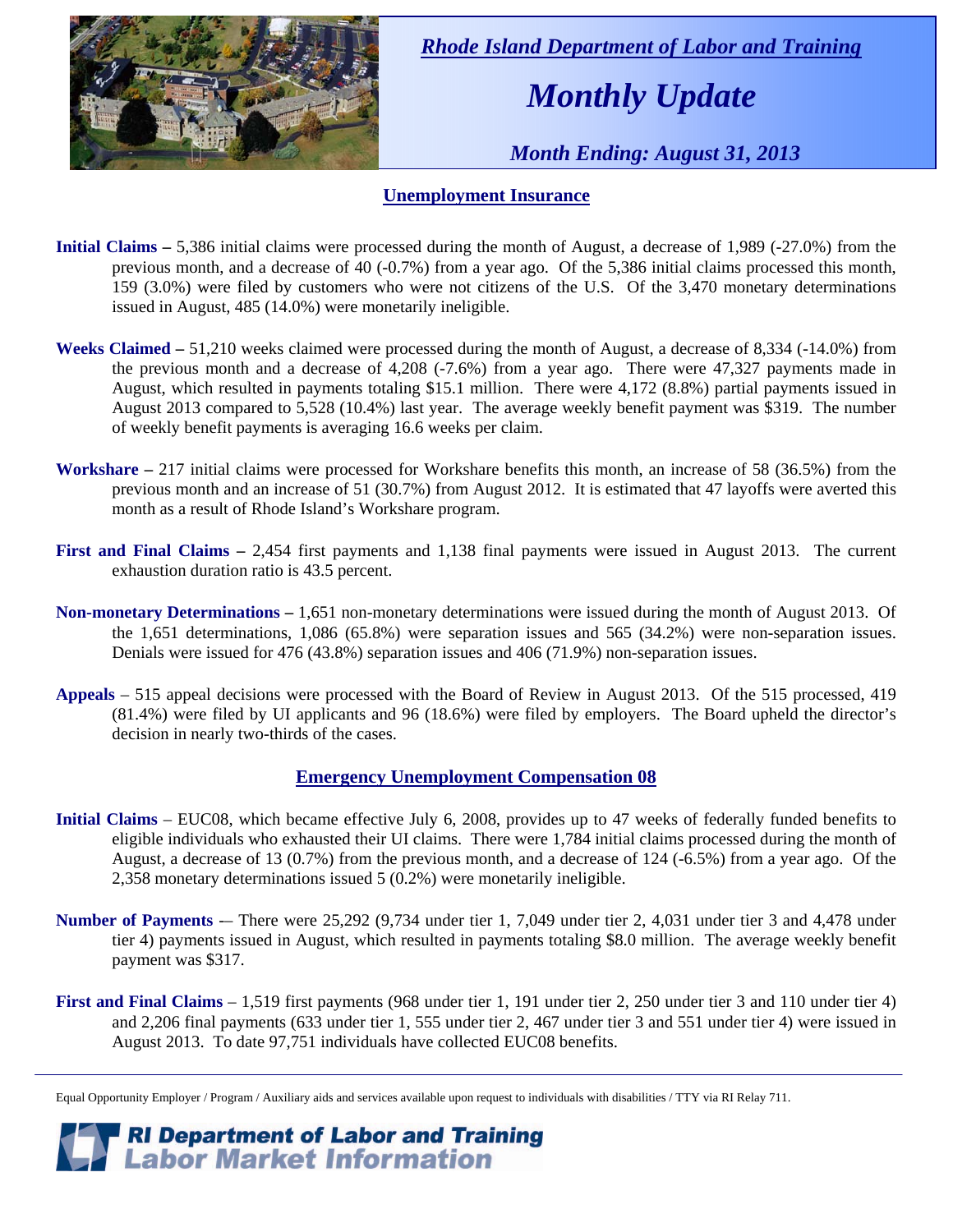*Rhode Island Department of Labor and Training*

# *Monthly Update*

*Month Ending: August 31, 2013*

## Unemployment Insurance

**Initial Claims –** 5,386 initial claims were processed during the month of August, a decrease of 1,989 (-27.0%) from the previous month, and a decrease of 40 (-0.7%) from a year ago. Of the 5,386 initial claims processed this month, 159 (3.0%) were filed by customers who were not citizens of the U.S. Of the 3,470 monetary determinations issued in August, 485 (14.0%) were monetarily ineligible.

**Weeks Claimed –** 51,210 weeks claimed were processed during the month of August, a decrease of 8,334 (-14.0%) from the previous month and a decrease of 4,208 (-7.6%) from a year ago. There were 47,327 payments made in August, which resulted in payments totaling $15.1 million. There were 4,172 (8.8%) partial payments issued in August 2013 compared to 5,528 (10.4%) last year. The average weekly benefit payment was $319. The number of weekly benefit payments is averaging 16.6 weeks per claim.

**Workshare –** 217 initial claims were processed for Workshare benefits this month, an increase of 58 (36.5%) from the previous month and an increase of 51 (30.7%) from August 2012. It is estimated that 47 layoffs were averted this month as a result of Rhode Island's Workshare program.

**First and Final Claims –** 2,454 first payments and 1,138 final payments were issued in August 2013. The current exhaustion duration ratio is 43.5 percent.

**Non-monetary Determinations –** 1,651 non-monetary determinations were issued during the month of August 2013. Of the 1,651 determinations, 1,086 (65.8%) were separation issues and 565 (34.2%) were non-separation issues. Denials were issued for 476 (43.8%) separation issues and 406 (71.9%) non-separation issues.

**Appeals** – 515 appeal decisions were processed with the Board of Review in August 2013. Of the 515 processed, 419 (81.4%) were filed by UI applicants and 96 (18.6%) were filed by employers. The Board upheld the director's decision in nearly two-thirds of the cases.

## Emergency Unemployment Compensation 08

**Initial Claims** – EUC08, which became effective July 6, 2008, provides up to 47 weeks of federally funded benefits to eligible individuals who exhausted their UI claims. There were 1,784 initial claims processed during the month of August, a decrease of 13 (0.7%) from the previous month, and a decrease of 124 (-6.5%) from a year ago. Of the 2,358 monetary determinations issued 5 (0.2%) were monetarily ineligible.

**Number of Payments** -– There were 25,292 (9,734 under tier 1, 7,049 under tier 2, 4,031 under tier 3 and 4,478 under tier 4) payments issued in August, which resulted in payments totaling $8.0 million. The average weekly benefit payment was $317.

**First and Final Claims** – 1,519 first payments (968 under tier 1, 191 under tier 2, 250 under tier 3 and 110 under tier 4) and 2,206 final payments (633 under tier 1, 555 under tier 2, 467 under tier 3 and 551 under tier 4) were issued in August 2013. To date 97,751 individuals have collected EUC08 benefits.

---

Equal Opportunity Employer / Program / Auxiliary aids and services available upon request to individuals with disabilities / TTY via RI Relay 711.

**RI Department of Labor and Training**
**Labor Market Information**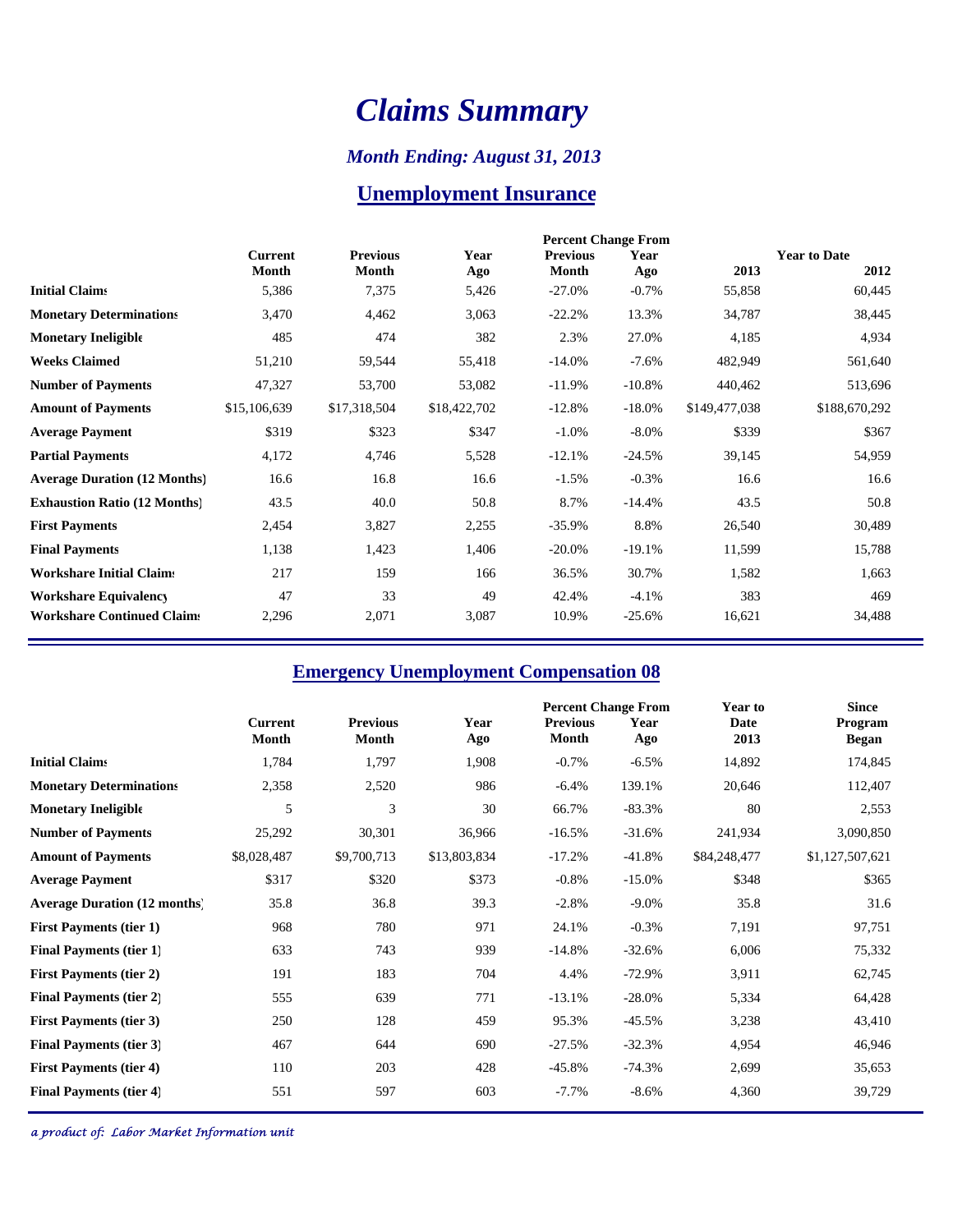# Claims Summary

### *Month Ending: August 31, 2013*

## Unemployment Insurance

| | Current Month | Previous Month | Year Ago | Percent Change From Previous Month | Percent Change From Year Ago | Year to Date 2013 | Year to Date 2012 |
|---|---|---|---|---|---|---|---|
| **Initial Claims** | 5,386 | 7,375 | 5,426 | -27.0% | -0.7% | 55,858 | 60,445 |
| **Monetary Determinations** | 3,470 | 4,462 | 3,063 | -22.2% | 13.3% | 34,787 | 38,445 |
| **Monetary Ineligible** | 485 | 474 | 382 | 2.3% | 27.0% | 4,185 | 4,934 |
| **Weeks Claimed** | 51,210 | 59,544 | 55,418 | -14.0% | -7.6% | 482,949 | 561,640 |
| **Number of Payments** | 47,327 | 53,700 | 53,082 | -11.9% | -10.8% | 440,462 | 513,696 |
| **Amount of Payments** | $15,106,639 | $17,318,504 | $18,422,702 | -12.8% | -18.0% | $149,477,038 | $188,670,292 |
| **Average Payment** | $319 | $323 | $347 | -1.0% | -8.0% | $339 | $367 |
| **Partial Payments** | 4,172 | 4,746 | 5,528 | -12.1% | -24.5% | 39,145 | 54,959 |
| **Average Duration (12 Months)** | 16.6 | 16.8 | 16.6 | -1.5% | -0.3% | 16.6 | 16.6 |
| **Exhaustion Ratio (12 Months)** | 43.5 | 40.0 | 50.8 | 8.7% | -14.4% | 43.5 | 50.8 |
| **First Payments** | 2,454 | 3,827 | 2,255 | -35.9% | 8.8% | 26,540 | 30,489 |
| **Final Payments** | 1,138 | 1,423 | 1,406 | -20.0% | -19.1% | 11,599 | 15,788 |
| **Workshare Initial Claims** | 217 | 159 | 166 | 36.5% | 30.7% | 1,582 | 1,663 |
| **Workshare Equivalency** | 47 | 33 | 49 | 42.4% | -4.1% | 383 | 469 |
| **Workshare Continued Claims** | 2,296 | 2,071 | 3,087 | 10.9% | -25.6% | 16,621 | 34,488 |

## Emergency Unemployment Compensation 08

| | Current Month | Previous Month | Year Ago | Percent Change From Previous Month | Percent Change From Year Ago | Year to Date 2013 | Since Program Began |
|---|---|---|---|---|---|---|---|
| **Initial Claims** | 1,784 | 1,797 | 1,908 | -0.7% | -6.5% | 14,892 | 174,845 |
| **Monetary Determinations** | 2,358 | 2,520 | 986 | -6.4% | 139.1% | 20,646 | 112,407 |
| **Monetary Ineligible** | 5 | 3 | 30 | 66.7% | -83.3% | 80 | 2,553 |
| **Number of Payments** | 25,292 | 30,301 | 36,966 | -16.5% | -31.6% | 241,934 | 3,090,850 |
| **Amount of Payments** | $8,028,487 | $9,700,713 | $13,803,834 | -17.2% | -41.8% | $84,248,477 | $1,127,507,621 |
| **Average Payment** | $317 | $320 | $373 | -0.8% | -15.0% | $348 | $365 |
| **Average Duration (12 months)** | 35.8 | 36.8 | 39.3 | -2.8% | -9.0% | 35.8 | 31.6 |
| **First Payments (tier 1)** | 968 | 780 | 971 | 24.1% | -0.3% | 7,191 | 97,751 |
| **Final Payments (tier 1)** | 633 | 743 | 939 | -14.8% | -32.6% | 6,006 | 75,332 |
| **First Payments (tier 2)** | 191 | 183 | 704 | 4.4% | -72.9% | 3,911 | 62,745 |
| **Final Payments (tier 2)** | 555 | 639 | 771 | -13.1% | -28.0% | 5,334 | 64,428 |
| **First Payments (tier 3)** | 250 | 128 | 459 | 95.3% | -45.5% | 3,238 | 43,410 |
| **Final Payments (tier 3)** | 467 | 644 | 690 | -27.5% | -32.3% | 4,954 | 46,946 |
| **First Payments (tier 4)** | 110 | 203 | 428 | -45.8% | -74.3% | 2,699 | 35,653 |
| **Final Payments (tier 4)** | 551 | 597 | 603 | -7.7% | -8.6% | 4,360 | 39,729 |

*a product of: Labor Market Information unit*